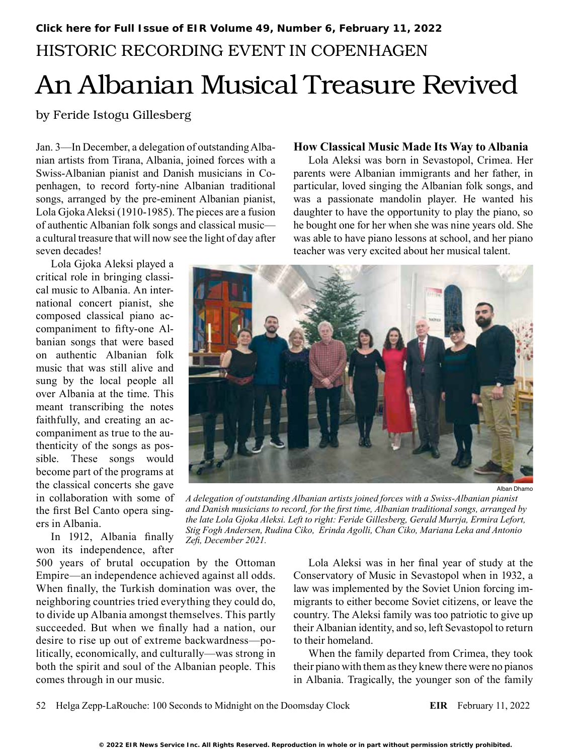Click here for Full Issue of EIR Volume 49, Number 6, February 11, 2022

HISTORIC RECORDING EVENT IN COPENHAGEN

# An Albanian Musical Treasure Revived

by Feride Istogu Gillesberg

Jan. 3—In December, a delegation of outstanding Albanian artists from Tirana, Albania, joined forces with a Swiss-Albanian pianist and Danish musicians in Copenhagen, to record forty-nine Albanian traditional songs, arranged by the pre-eminent Albanian pianist, Lola Gjoka Aleksi (1910-1985). The pieces are a fusion of authentic Albanian folk songs and classical music—a cultural treasure that will now see the light of day after seven decades!

Lola Gjoka Aleksi played a critical role in bringing classical music to Albania. An international concert pianist, she composed classical piano accompaniment to fifty-one Albanian songs that were based on authentic Albanian folk music that was still alive and sung by the local people all over Albania at the time. This meant transcribing the notes faithfully, and creating an accompaniment as true to the authenticity of the songs as possible. These songs would become part of the programs at the classical concerts she gave in collaboration with some of the first Bel Canto opera singers in Albania.

In 1912, Albania finally won its independence, after 500 years of brutal occupation by the Ottoman Empire—an independence achieved against all odds. When finally, the Turkish domination was over, the neighboring countries tried everything they could do, to divide up Albania amongst themselves. This partly succeeded. But when we finally had a nation, our desire to rise up out of extreme backwardness—politically, economically, and culturally—was strong in both the spirit and soul of the Albanian people. This comes through in our music.

Alban Dhamo

*A delegation of outstanding Albanian artists joined forces with a Swiss-Albanian pianist and Danish musicians to record, for the first time, Albanian traditional songs, arranged by the late Lola Gjoka Aleksi. Left to right: Feride Gillesberg, Gerald Murrja, Ermira Lefort, Stig Fogh Andersen, Rudina Ciko, Erinda Agolli, Chan Ciko, Mariana Leka and Antonio Zefi, December 2021.*

### How Classical Music Made Its Way to Albania

Lola Aleksi was born in Sevastopol, Crimea. Her parents were Albanian immigrants and her father, in particular, loved singing the Albanian folk songs, and was a passionate mandolin player. He wanted his daughter to have the opportunity to play the piano, so he bought one for her when she was nine years old. She was able to have piano lessons at school, and her piano teacher was very excited about her musical talent.

Lola Aleksi was in her final year of study at the Conservatory of Music in Sevastopol when in 1932, a law was implemented by the Soviet Union forcing immigrants to either become Soviet citizens, or leave the country. The Aleksi family was too patriotic to give up their Albanian identity, and so, left Sevastopol to return to their homeland.

When the family departed from Crimea, they took their piano with them as they knew there were no pianos in Albania. Tragically, the younger son of the family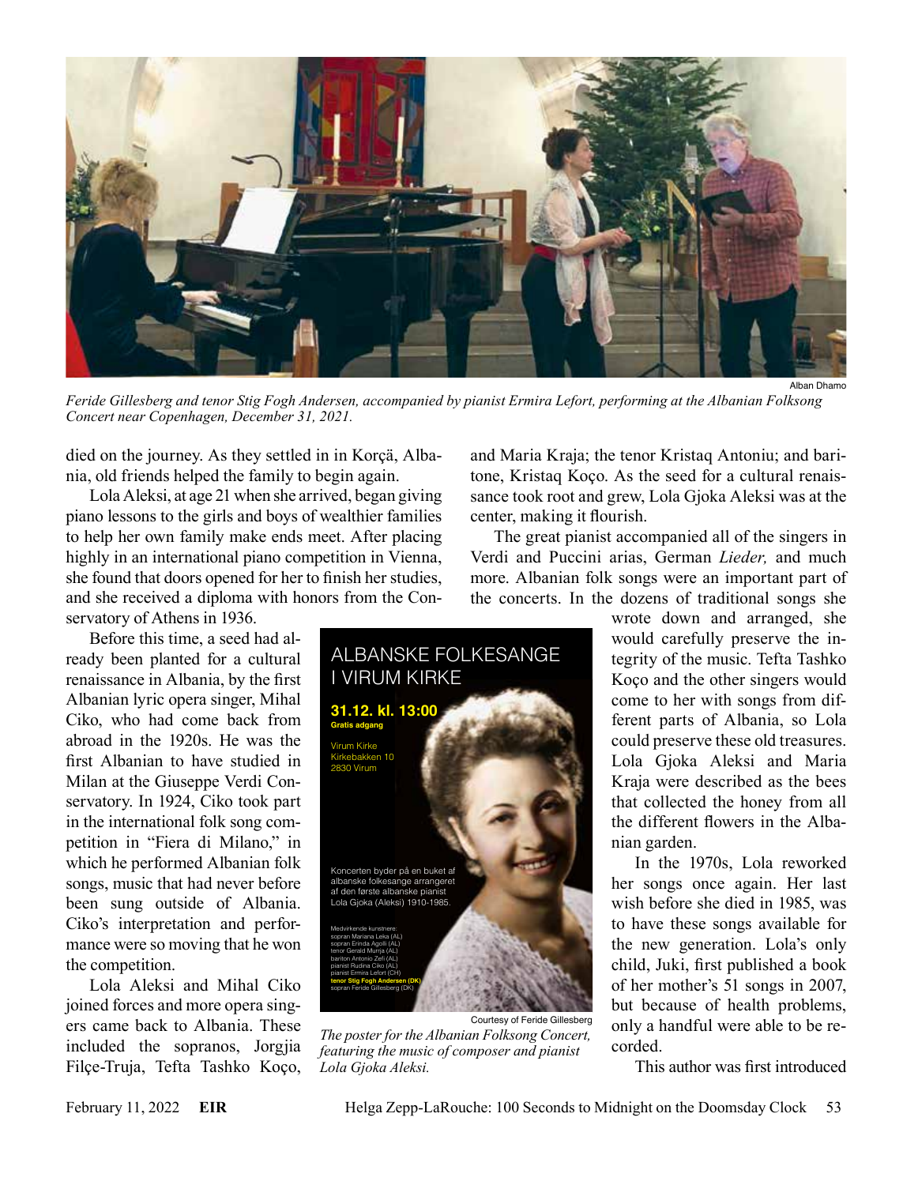Alban Dhamo

*Feride Gillesberg and tenor Stig Fogh Andersen, accompanied by pianist Ermira Lefort, performing at the Albanian Folksong Concert near Copenhagen, December 31, 2021.*

died on the journey. As they settled in in Korçä, Albania, old friends helped the family to begin again.

Lola Aleksi, at age 21 when she arrived, began giving piano lessons to the girls and boys of wealthier families to help her own family make ends meet. After placing highly in an international piano competition in Vienna, she found that doors opened for her to finish her studies, and she received a diploma with honors from the Conservatory of Athens in 1936.

Before this time, a seed had already been planted for a cultural renaissance in Albania, by the first Albanian lyric opera singer, Mihal Ciko, who had come back from abroad in the 1920s. He was the first Albanian to have studied in Milan at the Giuseppe Verdi Conservatory. In 1924, Ciko took part in the international folk song competition in "Fiera di Milano," in which he performed Albanian folk songs, music that had never before been sung outside of Albania. Ciko's interpretation and performance were so moving that he won the competition.

Lola Aleksi and Mihal Ciko joined forces and more opera singers came back to Albania. These included the sopranos, Jorgjia Filçe-Truja, Tefta Tashko Koço, and Maria Kraja; the tenor Kristaq Antoniu; and baritone, Kristaq Koço. As the seed for a cultural renaissance took root and grew, Lola Gjoka Aleksi was at the center, making it flourish.

The great pianist accompanied all of the singers in Verdi and Puccini arias, German *Lieder,* and much more. Albanian folk songs were an important part of the concerts. In the dozens of traditional songs she wrote down and arranged, she would carefully preserve the integrity of the music. Tefta Tashko Koço and the other singers would come to her with songs from different parts of Albania, so Lola could preserve these old treasures. Lola Gjoka Aleksi and Maria Kraja were described as the bees that collected the honey from all the different flowers in the Albanian garden.

In the 1970s, Lola reworked her songs once again. Her last wish before she died in 1985, was to have these songs available for the new generation. Lola's only child, Juki, first published a book of her mother's 51 songs in 2007, but because of health problems, only a handful were able to be recorded.

This author was first introduced

ALBANSKE FOLKESANGE I VIRUM KIRKE

**31.12. kl. 13:00**
**Gratis adgang**

Virum Kirke
Kirkebakken 10
2830 Virum

Koncerten byder på en buket af albanske folkesange arrangeret af den første albanske pianist Lola Gjoka (Aleksi) 1910-1985.

Medvirkende kunstnere:
sopran Mariana Leka (AL)
sopran Erinda Agolli (AL)
tenor Gerald Murrja (AL)
bariton Antonio Zefi (AL)
pianist Rudina Ciko (AL)
pianist Ermira Lefort (CH)
**tenor Stig Fogh Andersen (DK)**
sopran Feride Gillesberg (DK)

Courtesy of Feride Gillesberg

*The poster for the Albanian Folksong Concert, featuring the music of composer and pianist Lola Gjoka Aleksi.*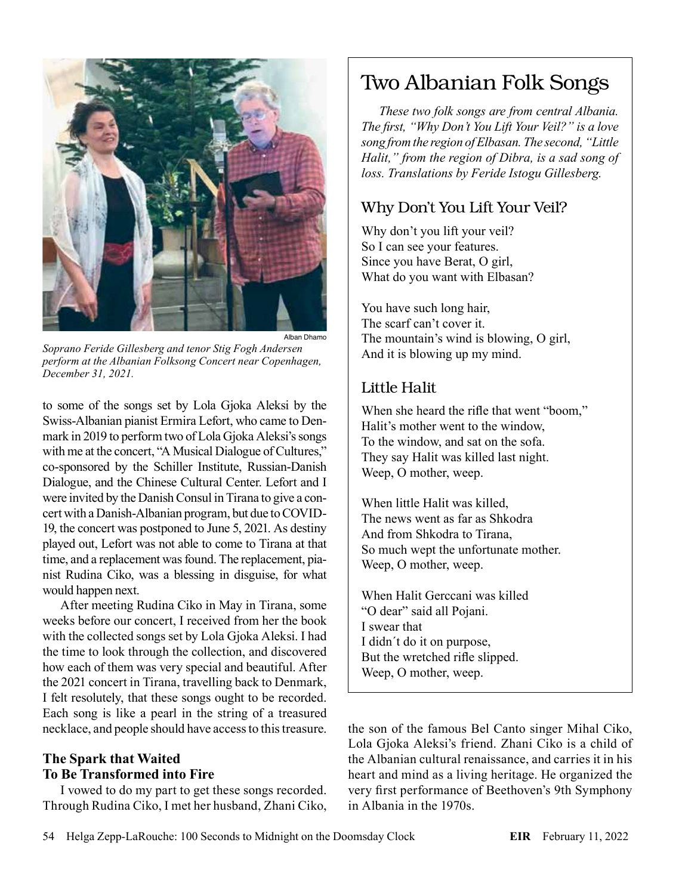Alban Dhamo

*Soprano Feride Gillesberg and tenor Stig Fogh Andersen perform at the Albanian Folksong Concert near Copenhagen, December 31, 2021.*

to some of the songs set by Lola Gjoka Aleksi by the Swiss-Albanian pianist Ermira Lefort, who came to Denmark in 2019 to perform two of Lola Gjoka Aleksi's songs with me at the concert, "A Musical Dialogue of Cultures," co-sponsored by the Schiller Institute, Russian-Danish Dialogue, and the Chinese Cultural Center. Lefort and I were invited by the Danish Consul in Tirana to give a concert with a Danish-Albanian program, but due to COVID-19, the concert was postponed to June 5, 2021. As destiny played out, Lefort was not able to come to Tirana at that time, and a replacement was found. The replacement, pianist Rudina Ciko, was a blessing in disguise, for what would happen next.

After meeting Rudina Ciko in May in Tirana, some weeks before our concert, I received from her the book with the collected songs set by Lola Gjoka Aleksi. I had the time to look through the collection, and discovered how each of them was very special and beautiful. After the 2021 concert in Tirana, travelling back to Denmark, I felt resolutely, that these songs ought to be recorded. Each song is like a pearl in the string of a treasured necklace, and people should have access to this treasure.

### The Spark that Waited To Be Transformed into Fire

I vowed to do my part to get these songs recorded. Through Rudina Ciko, I met her husband, Zhani Ciko, the son of the famous Bel Canto singer Mihal Ciko, Lola Gjoka Aleksi's friend. Zhani Ciko is a child of the Albanian cultural renaissance, and carries it in his heart and mind as a living heritage. He organized the very first performance of Beethoven's 9th Symphony in Albania in the 1970s.

## Two Albanian Folk Songs

*These two folk songs are from central Albania. The first, "Why Don't You Lift Your Veil?" is a love song from the region of Elbasan. The second, "Little Halit," from the region of Dibra, is a sad song of loss. Translations by Feride Istogu Gillesberg.*

### Why Don't You Lift Your Veil?

Why don't you lift your veil?
So I can see your features.
Since you have Berat, O girl,
What do you want with Elbasan?

You have such long hair,
The scarf can't cover it.
The mountain's wind is blowing, O girl,
And it is blowing up my mind.

### Little Halit

When she heard the rifle that went "boom,"
Halit's mother went to the window,
To the window, and sat on the sofa.
They say Halit was killed last night.
Weep, O mother, weep.

When little Halit was killed,
The news went as far as Shkodra
And from Shkodra to Tirana,
So much wept the unfortunate mother.
Weep, O mother, weep.

When Halit Gerccani was killed
"O dear" said all Pojani.
I swear that
I didn´t do it on purpose,
But the wretched rifle slipped.
Weep, O mother, weep.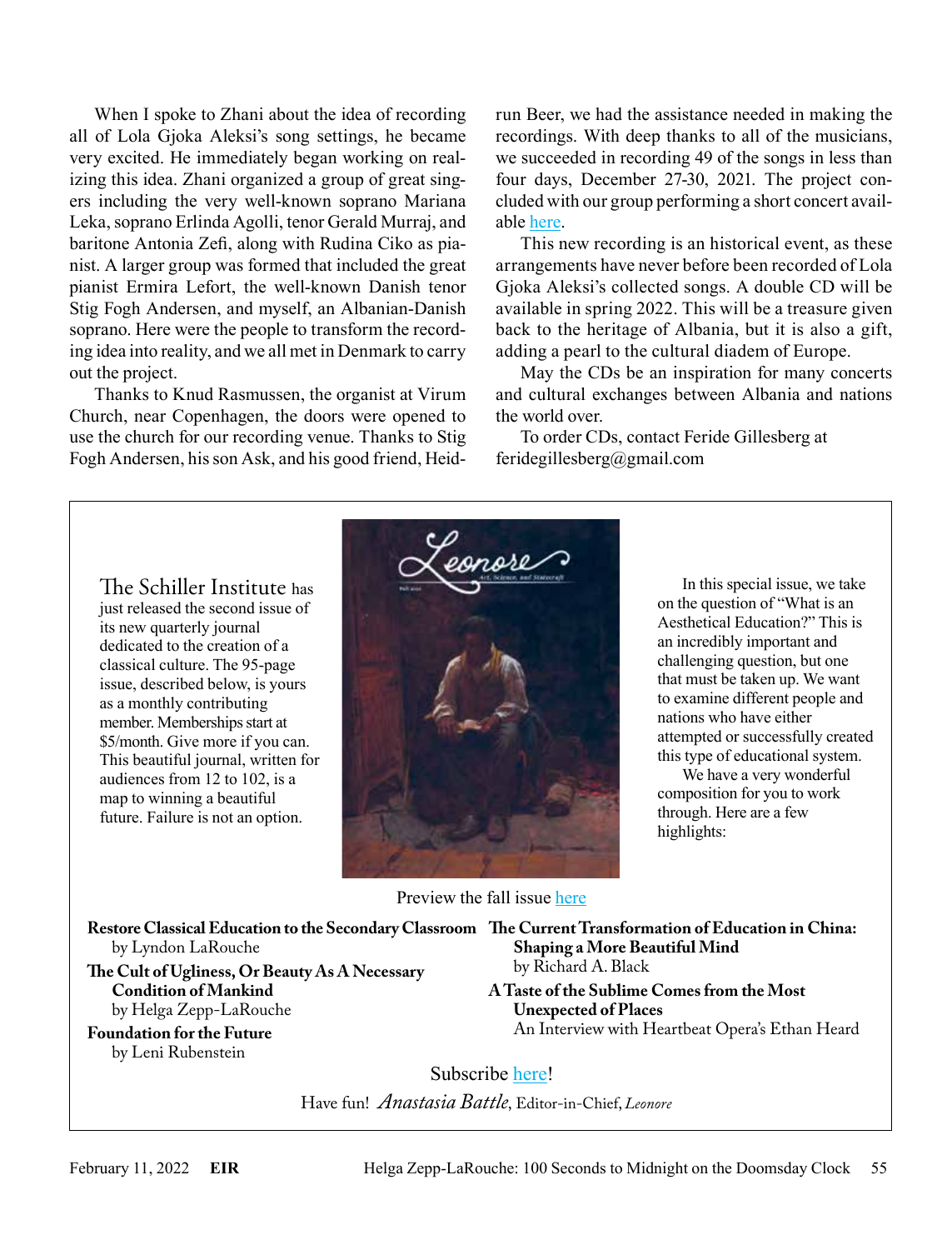When I spoke to Zhani about the idea of recording all of Lola Gjoka Aleksi's song settings, he became very excited. He immediately began working on realizing this idea. Zhani organized a group of great singers including the very well-known soprano Mariana Leka, soprano Erlinda Agolli, tenor Gerald Murraj, and baritone Antonia Zefi, along with Rudina Ciko as pianist. A larger group was formed that included the great pianist Ermira Lefort, the well-known Danish tenor Stig Fogh Andersen, and myself, an Albanian-Danish soprano. Here were the people to transform the recording idea into reality, and we all met in Denmark to carry out the project.

Thanks to Knud Rasmussen, the organist at Virum Church, near Copenhagen, the doors were opened to use the church for our recording venue. Thanks to Stig Fogh Andersen, his son Ask, and his good friend, Heidrun Beer, we had the assistance needed in making the recordings. With deep thanks to all of the musicians, we succeeded in recording 49 of the songs in less than four days, December 27-30, 2021. The project concluded with our group performing a short concert available here.

This new recording is an historical event, as these arrangements have never before been recorded of Lola Gjoka Aleksi's collected songs. A double CD will be available in spring 2022. This will be a treasure given back to the heritage of Albania, but it is also a gift, adding a pearl to the cultural diadem of Europe.

May the CDs be an inspiration for many concerts and cultural exchanges between Albania and nations the world over.

To order CDs, contact Feride Gillesberg at feridegillesberg@gmail.com

---

The Schiller Institute has just released the second issue of its new quarterly journal dedicated to the creation of a classical culture. The 95-page issue, described below, is yours as a monthly contributing member. Memberships start at $5/month. Give more if you can. This beautiful journal, written for audiences from 12 to 102, is a map to winning a beautiful future. Failure is not an option.

In this special issue, we take on the question of "What is an Aesthetical Education?" This is an incredibly important and challenging question, but one that must be taken up. We want to examine different people and nations who have either attempted or successfully created this type of educational system.

We have a very wonderful composition for you to work through. Here are a few highlights:

Preview the fall issue here

**Restore Classical Education to the Secondary Classroom**
by Lyndon LaRouche

**The Cult of Ugliness, Or Beauty As A Necessary Condition of Mankind**
by Helga Zepp-LaRouche

**Foundation for the Future**
by Leni Rubenstein

**The Current Transformation of Education in China: Shaping a More Beautiful Mind**
by Richard A. Black

**A Taste of the Sublime Comes from the Most Unexpected of Places**
An Interview with Heartbeat Opera's Ethan Heard

Subscribe here!

Have fun! *Anastasia Battle*, Editor-in-Chief, *Leonore*